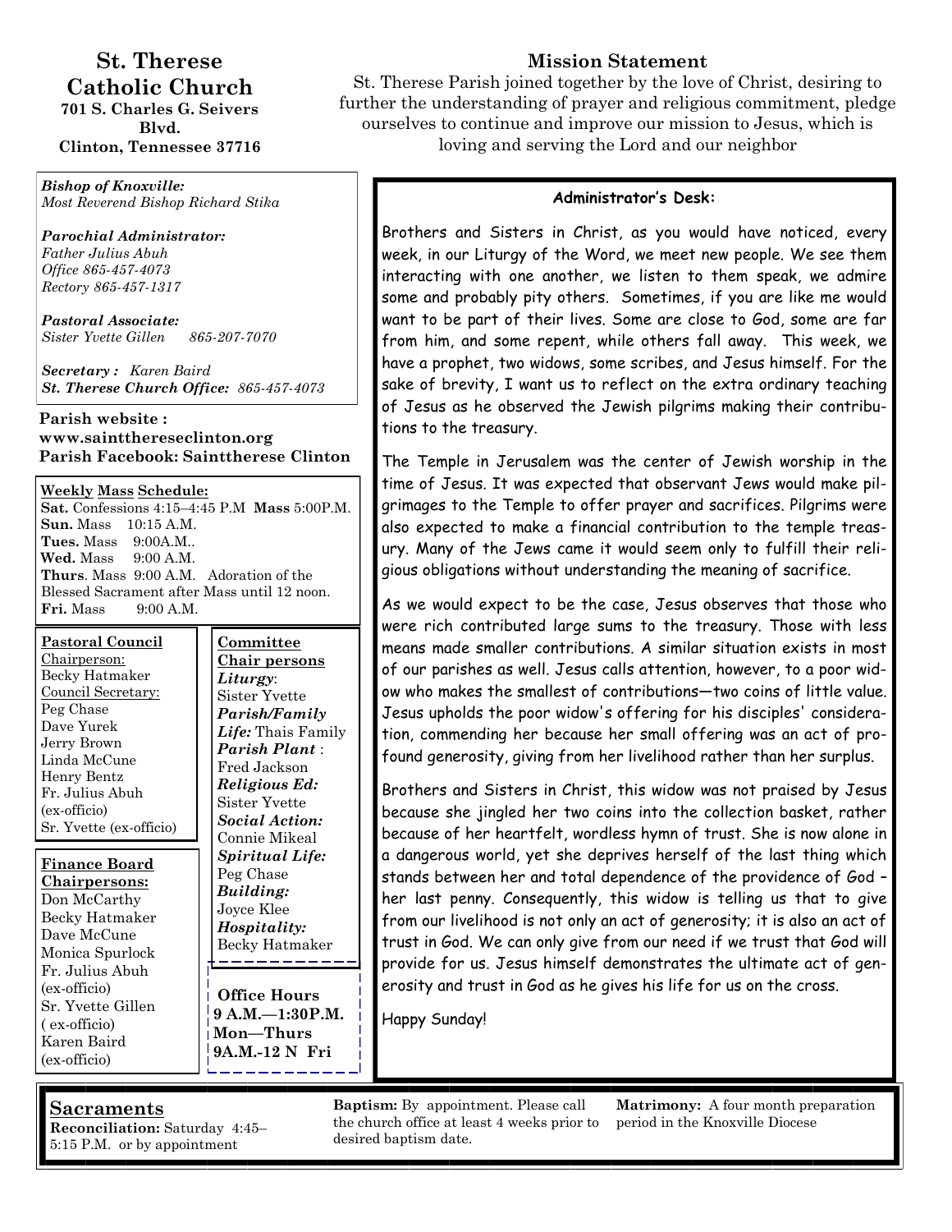# St. Therese Catholic Church

**701 S. Charles G. Seivers Blvd.**
**Clinton, Tennessee 37716**

## Mission Statement

St. Therese Parish joined together by the love of Christ, desiring to further the understanding of prayer and religious commitment, pledge ourselves to continue and improve our mission to Jesus, which is loving and serving the Lord and our neighbor

***Bishop of Knoxville:***
*Most Reverend Bishop Richard Stika*

***Parochial Administrator:***
*Father Julius Abuh*
*Office 865-457-4073*
*Rectory 865-457-1317*

***Pastoral Associate:***
*Sister Yvette Gillen 865-207-7070*

***Secretary :*** *Karen Baird*
***St. Therese Church Office:*** *865-457-4073*

**Parish website : www.saintthereseclinton.org**
**Parish Facebook: Sainttherese Clinton**

**Weekly Mass Schedule:**
**Sat.** Confessions 4:15–4:45 P.M **Mass** 5:00P.M.
**Sun.** Mass 10:15 A.M.
**Tues.** Mass 9:00A.M..
**Wed.** Mass 9:00 A.M.
**Thurs**. Mass 9:00 A.M. Adoration of the Blessed Sacrament after Mass until 12 noon.
**Fri.** Mass 9:00 A.M.

**Pastoral Council**
Chairperson:
Becky Hatmaker
Council Secretary:
Peg Chase
Dave Yurek
Jerry Brown
Linda McCune
Henry Bentz
Fr. Julius Abuh (ex-officio)
Sr. Yvette (ex-officio)

**Finance Board Chairpersons:**
Don McCarthy
Becky Hatmaker
Dave McCune
Monica Spurlock
Fr. Julius Abuh (ex-officio)
Sr. Yvette Gillen ( ex-officio)
Karen Baird (ex-officio)

**Committee Chair persons**
***Liturgy***: Sister Yvette
***Parish/Family Life:*** Thais Family
***Parish Plant*** : Fred Jackson
***Religious Ed:*** Sister Yvette
***Social Action:*** Connie Mikeal
***Spiritual Life:*** Peg Chase
***Building:*** Joyce Klee
***Hospitality:*** Becky Hatmaker

**Office Hours**
**9 A.M.—1:30P.M. Mon—Thurs**
**9A.M.-12 N Fri**

### Administrator's Desk:

Brothers and Sisters in Christ, as you would have noticed, every week, in our Liturgy of the Word, we meet new people. We see them interacting with one another, we listen to them speak, we admire some and probably pity others. Sometimes, if you are like me would want to be part of their lives. Some are close to God, some are far from him, and some repent, while others fall away. This week, we have a prophet, two widows, some scribes, and Jesus himself. For the sake of brevity, I want us to reflect on the extra ordinary teaching of Jesus as he observed the Jewish pilgrims making their contributions to the treasury.

The Temple in Jerusalem was the center of Jewish worship in the time of Jesus. It was expected that observant Jews would make pilgrimages to the Temple to offer prayer and sacrifices. Pilgrims were also expected to make a financial contribution to the temple treasury. Many of the Jews came it would seem only to fulfill their religious obligations without understanding the meaning of sacrifice.

As we would expect to be the case, Jesus observes that those who were rich contributed large sums to the treasury. Those with less means made smaller contributions. A similar situation exists in most of our parishes as well. Jesus calls attention, however, to a poor widow who makes the smallest of contributions—two coins of little value. Jesus upholds the poor widow's offering for his disciples' consideration, commending her because her small offering was an act of profound generosity, giving from her livelihood rather than her surplus.

Brothers and Sisters in Christ, this widow was not praised by Jesus because she jingled her two coins into the collection basket, rather because of her heartfelt, wordless hymn of trust. She is now alone in a dangerous world, yet she deprives herself of the last thing which stands between her and total dependence of the providence of God – her last penny. Consequently, this widow is telling us that to give from our livelihood is not only an act of generosity; it is also an act of trust in God. We can only give from our need if we trust that God will provide for us. Jesus himself demonstrates the ultimate act of generosity and trust in God as he gives his life for us on the cross.

Happy Sunday!

## Sacraments

**Reconciliation:** Saturday 4:45–5:15 P.M. or by appointment

**Baptism:** By appointment. Please call the church office at least 4 weeks prior to desired baptism date.

**Matrimony:** A four month preparation period in the Knoxville Diocese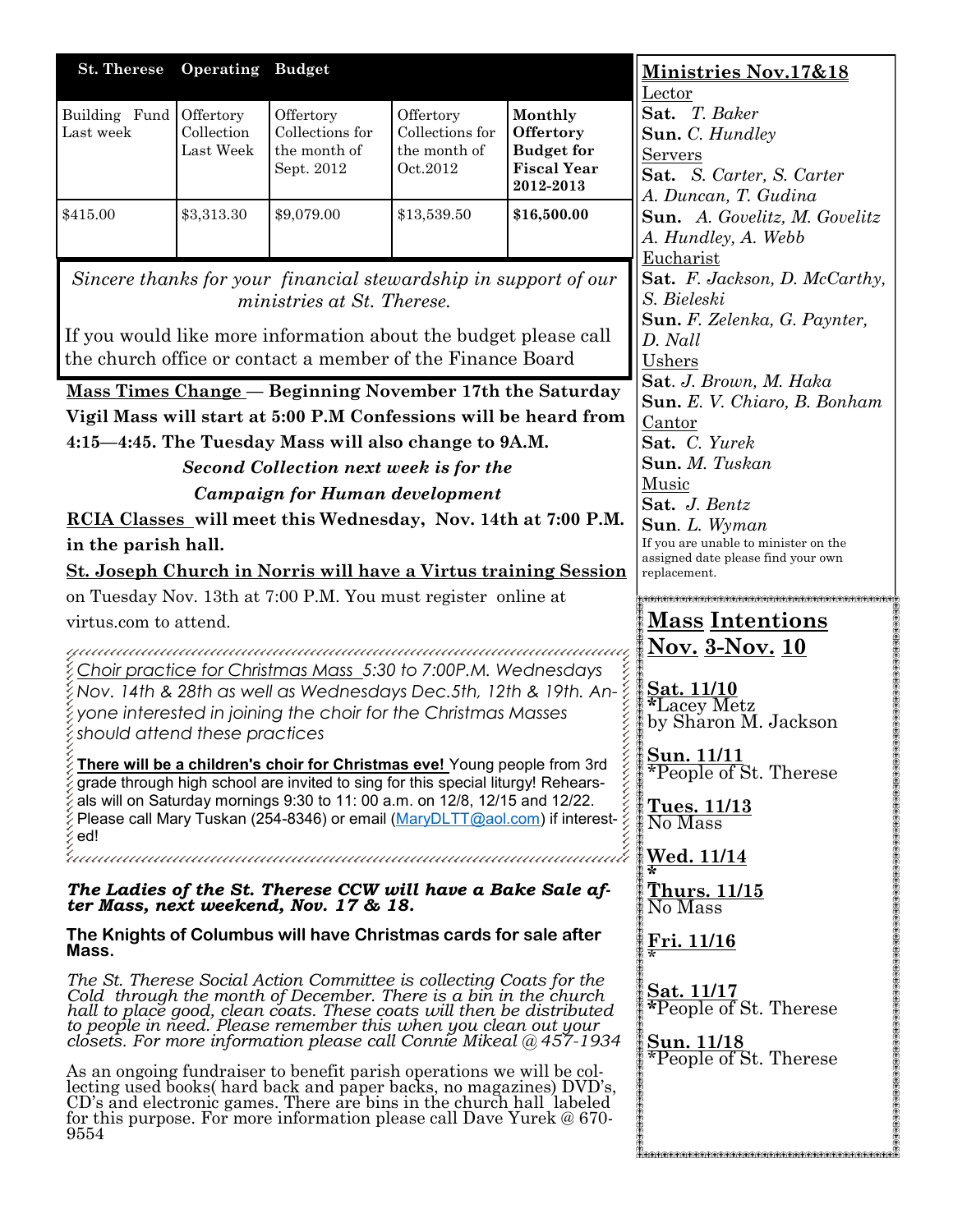## St. Therese Operating Budget

| Building Fund Last week | Offertory Collection Last Week | Offertory Collections for the month of Sept. 2012 | Offertory Collections for the month of Oct.2012 | **Monthly Offertory Budget for Fiscal Year 2012-2013** |
|---|---|---|---|---|
| $415.00 | $3,313.30 | $9,079.00 | $13,539.50 | **$16,500.00** |

*Sincere thanks for your financial stewardship in support of our ministries at St. Therese.*

If you would like more information about the budget please call the church office or contact a member of the Finance Board

**Mass Times Change — Beginning November 17th the Saturday Vigil Mass will start at 5:00 P.M Confessions will be heard from 4:15—4:45. The Tuesday Mass will also change to 9A.M.**

***Second Collection next week is for the Campaign for Human development***

**RCIA Classes will meet this Wednesday, Nov. 14th at 7:00 P.M. in the parish hall.**

**St. Joseph Church in Norris will have a Virtus training Session** on Tuesday Nov. 13th at 7:00 P.M. You must register online at virtus.com to attend.

*Choir practice for Christmas Mass 5:30 to 7:00P.M. Wednesdays Nov. 14th & 28th as well as Wednesdays Dec.5th, 12th & 19th. Anyone interested in joining the choir for the Christmas Masses should attend these practices*

**There will be a children's choir for Christmas eve!** Young people from 3rd grade through high school are invited to sing for this special liturgy! Rehearsals will on Saturday mornings 9:30 to 11: 00 a.m. on 12/8, 12/15 and 12/22. Please call Mary Tuskan (254-8346) or email (MaryDLTT@aol.com) if interested!

***The Ladies of the St. Therese CCW will have a Bake Sale after Mass, next weekend, Nov. 17 & 18.***

**The Knights of Columbus will have Christmas cards for sale after Mass.**

*The St. Therese Social Action Committee is collecting Coats for the Cold through the month of December. There is a bin in the church hall to place good, clean coats. These coats will then be distributed to people in need. Please remember this when you clean out your closets. For more information please call Connie Mikeal @ 457-1934*

As an ongoing fundraiser to benefit parish operations we will be collecting used books( hard back and paper backs, no magazines) DVD's, CD's and electronic games. There are bins in the church hall labeled for this purpose. For more information please call Dave Yurek @ 670-9554

## Ministries Nov.17&18

Lector
**Sat.** *T. Baker*
**Sun.** *C. Hundley*

Servers
**Sat.** *S. Carter, S. Carter A. Duncan, T. Gudina*
**Sun.** *A. Govelitz, M. Govelitz A. Hundley, A. Webb*

Eucharist
**Sat.** *F. Jackson, D. McCarthy, S. Bieleski*
**Sun.** *F. Zelenka, G. Paynter, D. Nall*

Ushers
**Sat**. *J. Brown, M. Haka*
**Sun.** *E. V. Chiaro, B. Bonham*

Cantor
**Sat.** *C. Yurek*
**Sun.** *M. Tuskan*

Music
**Sat.** *J. Bentz*
**Sun**. *L. Wyman*

If you are unable to minister on the assigned date please find your own replacement.

## Mass Intentions Nov. 3-Nov. 10

**Sat. 11/10**
*Lacey Metz
by Sharon M. Jackson

**Sun. 11/11**
*People of St. Therese

**Tues. 11/13**
No Mass

**Wed. 11/14**
*

**Thurs. 11/15**
No Mass

**Fri. 11/16**
*

**Sat. 11/17**
*People of St. Therese

**Sun. 11/18**
*People of St. Therese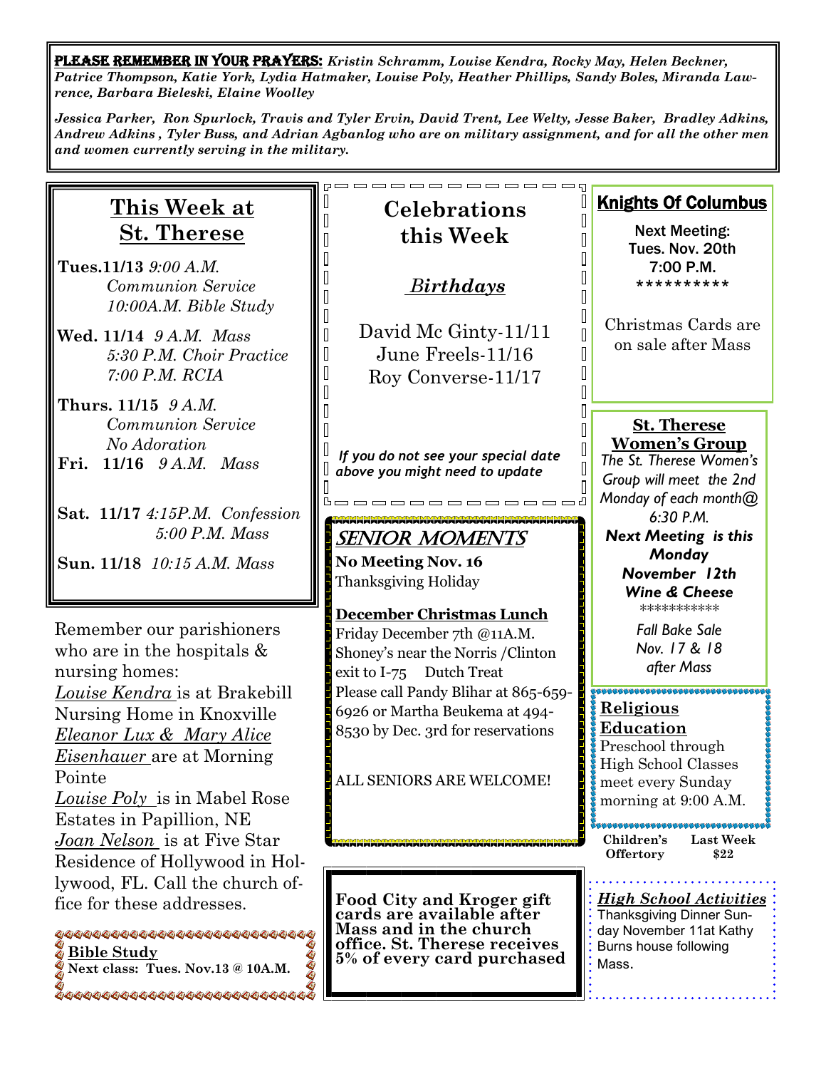**PLEASE REMEMBER IN YOUR PRAYERS:** ***Kristin Schramm, Louise Kendra, Rocky May, Helen Beckner, Patrice Thompson, Katie York, Lydia Hatmaker, Louise Poly, Heather Phillips, Sandy Boles, Miranda Lawrence, Barbara Bieleski, Elaine Woolley***

***Jessica Parker, Ron Spurlock, Travis and Tyler Ervin, David Trent, Lee Welty, Jesse Baker, Bradley Adkins, Andrew Adkins , Tyler Buss, and Adrian Agbanlog who are on military assignment, and for all the other men and women currently serving in the military.***

## This Week at St. Therese

**Tues.11/13** *9:00 A.M. Communion Service*
*10:00A.M. Bible Study*

**Wed. 11/14** *9 A.M. Mass*
*5:30 P.M. Choir Practice*
*7:00 P.M. RCIA*

**Thurs. 11/15** *9 A.M. Communion Service*
*No Adoration*

**Fri. 11/16** *9 A.M. Mass*

**Sat. 11/17** *4:15P.M. Confession*
*5:00 P.M. Mass*

**Sun. 11/18** *10:15 A.M. Mass*

Remember our parishioners who are in the hospitals & nursing homes:
*Louise Kendra* is at Brakebill Nursing Home in Knoxville
*Eleanor Lux & Mary Alice Eisenhauer* are at Morning Pointe
*Louise Poly* is in Mabel Rose Estates in Papillion, NE
*Joan Nelson* is at Five Star Residence of Hollywood in Hollywood, FL. Call the church office for these addresses.

**Bible Study**
**Next class: Tues. Nov.13 @ 10A.M.**

## Celebrations this Week

### *Birthdays*

David Mc Ginty-11/11
June Freels-11/16
Roy Converse-11/17

*If you do not see your special date above you might need to update*

## *SENIOR MOMENTS*

**No Meeting Nov. 16**
Thanksgiving Holiday

**December Christmas Lunch**
Friday December 7th @11A.M.
Shoney's near the Norris /Clinton exit to I-75 Dutch Treat
Please call Pandy Blihar at 865-659-6926 or Martha Beukema at 494-8530 by Dec. 3rd for reservations

ALL SENIORS ARE WELCOME!

**Food City and Kroger gift cards are available after Mass and in the church office. St. Therese receives 5% of every card purchased**

## Knights Of Columbus

Next Meeting:
Tues. Nov. 20th
7:00 P.M.
**********

Christmas Cards are on sale after Mass

## St. Therese Women's Group

*The St. Therese Women's Group will meet the 2nd Monday of each month@ 6:30 P.M.*

***Next Meeting is this Monday November 12th Wine & Cheese***

***********

*Fall Bake Sale Nov. 17 & 18 after Mass*

## Religious Education

Preschool through High School Classes meet every Sunday morning at 9:00 A.M.

| Children's Offertory | Last Week $22 |
|---|---|

***High School Activities***
Thanksgiving Dinner Sunday November 11at Kathy Burns house following Mass.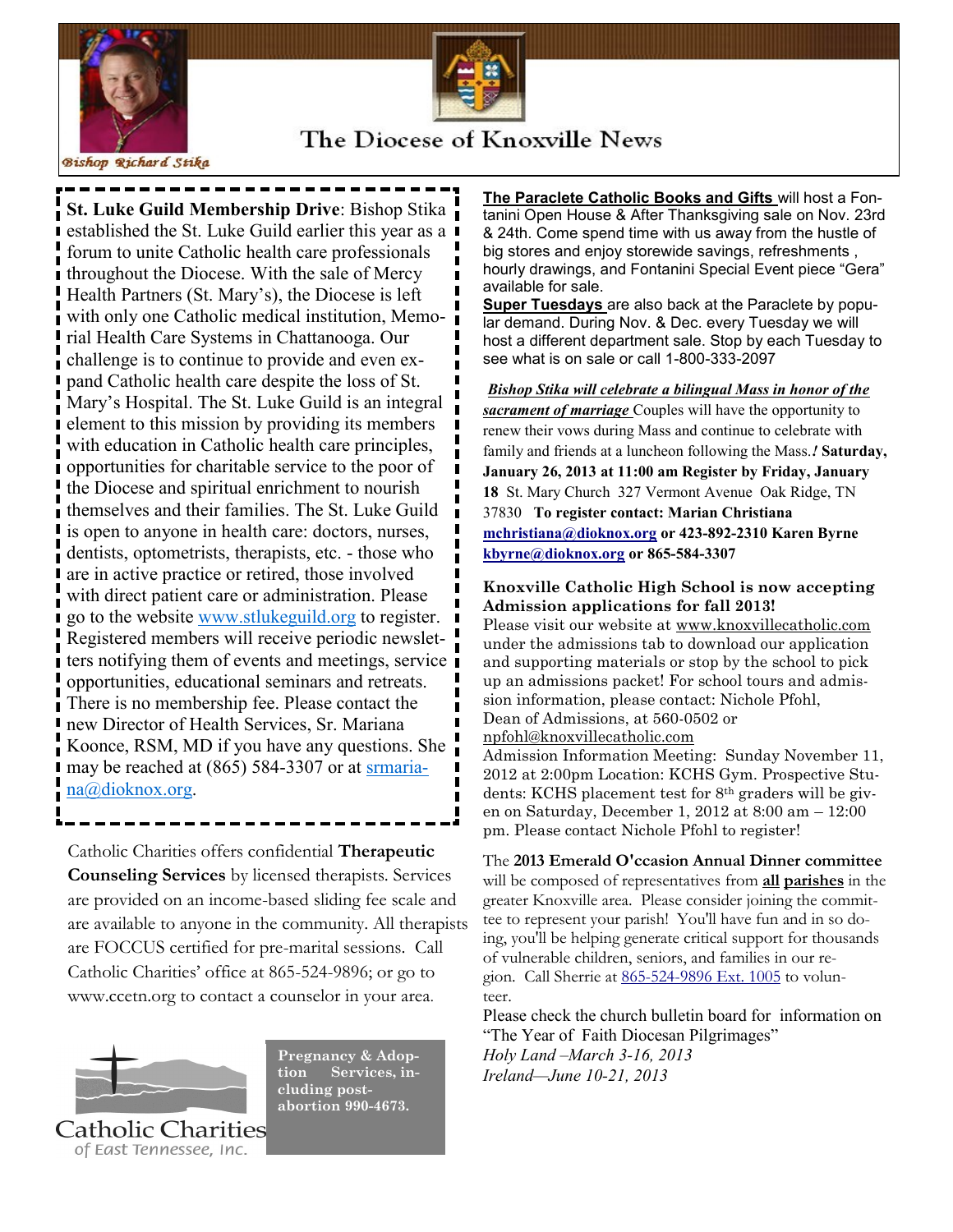# The Diocese of Knoxville News

Bishop Richard Stika

**St. Luke Guild Membership Drive**: Bishop Stika established the St. Luke Guild earlier this year as a forum to unite Catholic health care professionals throughout the Diocese. With the sale of Mercy Health Partners (St. Mary's), the Diocese is left with only one Catholic medical institution, Memorial Health Care Systems in Chattanooga. Our challenge is to continue to provide and even expand Catholic health care despite the loss of St. Mary's Hospital. The St. Luke Guild is an integral element to this mission by providing its members with education in Catholic health care principles, opportunities for charitable service to the poor of the Diocese and spiritual enrichment to nourish themselves and their families. The St. Luke Guild is open to anyone in health care: doctors, nurses, dentists, optometrists, therapists, etc. - those who are in active practice or retired, those involved with direct patient care or administration. Please go to the website www.stlukeguild.org to register. Registered members will receive periodic newsletters notifying them of events and meetings, service opportunities, educational seminars and retreats. There is no membership fee. Please contact the new Director of Health Services, Sr. Mariana Koonce, RSM, MD if you have any questions. She may be reached at (865) 584-3307 or at srmariana@dioknox.org.

Catholic Charities offers confidential **Therapeutic Counseling Services** by licensed therapists. Services are provided on an income-based sliding fee scale and are available to anyone in the community. All therapists are FOCCUS certified for pre-marital sessions. Call Catholic Charities' office at 865-524-9896; or go to www.ccetn.org to contact a counselor in your area.

Catholic Charities of East Tennessee, Inc.

**Pregnancy & Adoption Services, including post-abortion 990-4673.**

**The Paraclete Catholic Books and Gifts** will host a Fontanini Open House & After Thanksgiving sale on Nov. 23rd & 24th. Come spend time with us away from the hustle of big stores and enjoy storewide savings, refreshments , hourly drawings, and Fontanini Special Event piece "Gera" available for sale.

**Super Tuesdays** are also back at the Paraclete by popular demand. During Nov. & Dec. every Tuesday we will host a different department sale. Stop by each Tuesday to see what is on sale or call 1-800-333-2097

***Bishop Stika will celebrate a bilingual Mass in honor of the sacrament of marriage*** Couples will have the opportunity to renew their vows during Mass and continue to celebrate with family and friends at a luncheon following the Mass.*!* **Saturday, January 26, 2013 at 11:00 am Register by Friday, January 18** St. Mary Church 327 Vermont Avenue Oak Ridge, TN 37830 **To register contact: Marian Christiana mchristiana@dioknox.org or 423-892-2310 Karen Byrne kbyrne@dioknox.org or 865-584-3307**

**Knoxville Catholic High School is now accepting Admission applications for fall 2013!**

Please visit our website at www.knoxvillecatholic.com under the admissions tab to download our application and supporting materials or stop by the school to pick up an admissions packet! For school tours and admission information, please contact: Nichole Pfohl, Dean of Admissions, at 560-0502 or npfohl@knoxvillecatholic.com

Admission Information Meeting: Sunday November 11, 2012 at 2:00pm Location: KCHS Gym. Prospective Students: KCHS placement test for 8th graders will be given on Saturday, December 1, 2012 at 8:00 am – 12:00 pm. Please contact Nichole Pfohl to register!

The **2013 Emerald O'ccasion Annual Dinner committee** will be composed of representatives from **all parishes** in the greater Knoxville area. Please consider joining the committee to represent your parish! You'll have fun and in so doing, you'll be helping generate critical support for thousands of vulnerable children, seniors, and families in our region. Call Sherrie at 865-524-9896 Ext. 1005 to volunteer.

Please check the church bulletin board for information on "The Year of Faith Diocesan Pilgrimages"

*Holy Land –March 3-16, 2013*

*Ireland—June 10-21, 2013*